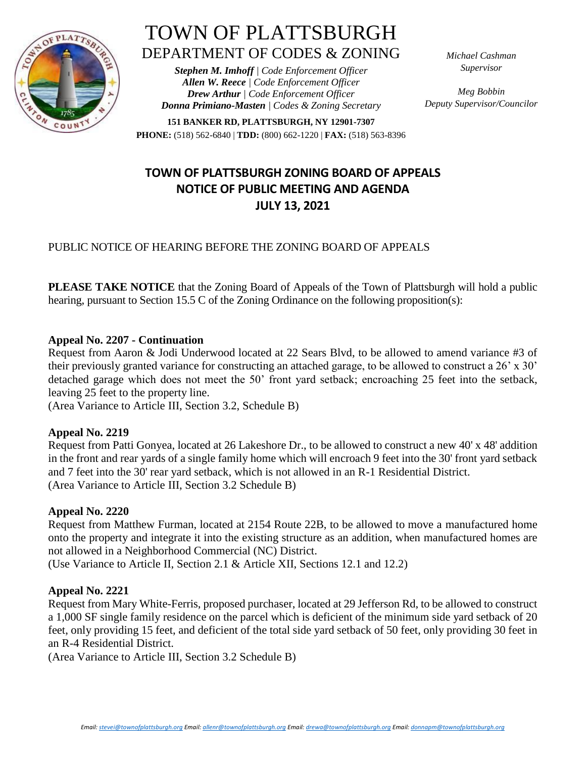# TOWN OF PLATTSBURGH
## DEPARTMENT OF CODES & ZONING

***Stephen M. Imhoff** | Code Enforcement Officer*
***Allen W. Reece** | Code Enforcement Officer*
***Drew Arthur** | Code Enforcement Officer*
***Donna Primiano-Masten** | Codes & Zoning Secretary*

*Michael Cashman*
*Supervisor*

*Meg Bobbin*
*Deputy Supervisor/Councilor*

**151 BANKER RD, PLATTSBURGH, NY 12901-7307**
**PHONE:** (518) 562-6840 | **TDD:** (800) 662-1220 | **FAX:** (518) 563-8396

## TOWN OF PLATTSBURGH ZONING BOARD OF APPEALS
## NOTICE OF PUBLIC MEETING AND AGENDA
## JULY 13, 2021

PUBLIC NOTICE OF HEARING BEFORE THE ZONING BOARD OF APPEALS

**PLEASE TAKE NOTICE** that the Zoning Board of Appeals of the Town of Plattsburgh will hold a public hearing, pursuant to Section 15.5 C of the Zoning Ordinance on the following proposition(s):

**Appeal No. 2207 - Continuation**
Request from Aaron & Jodi Underwood located at 22 Sears Blvd, to be allowed to amend variance #3 of their previously granted variance for constructing an attached garage, to be allowed to construct a 26' x 30' detached garage which does not meet the 50' front yard setback; encroaching 25 feet into the setback, leaving 25 feet to the property line.
(Area Variance to Article III, Section 3.2, Schedule B)

**Appeal No. 2219**
Request from Patti Gonyea, located at 26 Lakeshore Dr., to be allowed to construct a new 40' x 48' addition in the front and rear yards of a single family home which will encroach 9 feet into the 30' front yard setback and 7 feet into the 30' rear yard setback, which is not allowed in an R-1 Residential District.
(Area Variance to Article III, Section 3.2 Schedule B)

**Appeal No. 2220**
Request from Matthew Furman, located at 2154 Route 22B, to be allowed to move a manufactured home onto the property and integrate it into the existing structure as an addition, when manufactured homes are not allowed in a Neighborhood Commercial (NC) District.
(Use Variance to Article II, Section 2.1 & Article XII, Sections 12.1 and 12.2)

**Appeal No. 2221**
Request from Mary White-Ferris, proposed purchaser, located at 29 Jefferson Rd, to be allowed to construct a 1,000 SF single family residence on the parcel which is deficient of the minimum side yard setback of 20 feet, only providing 15 feet, and deficient of the total side yard setback of 50 feet, only providing 30 feet in an R-4 Residential District.
(Area Variance to Article III, Section 3.2 Schedule B)

*Email: stevei@townofplattsburgh.org Email: allenr@townofplattsburgh.org Email: drewa@townofplattsburgh.org Email: donnapm@townofplattsburgh.org*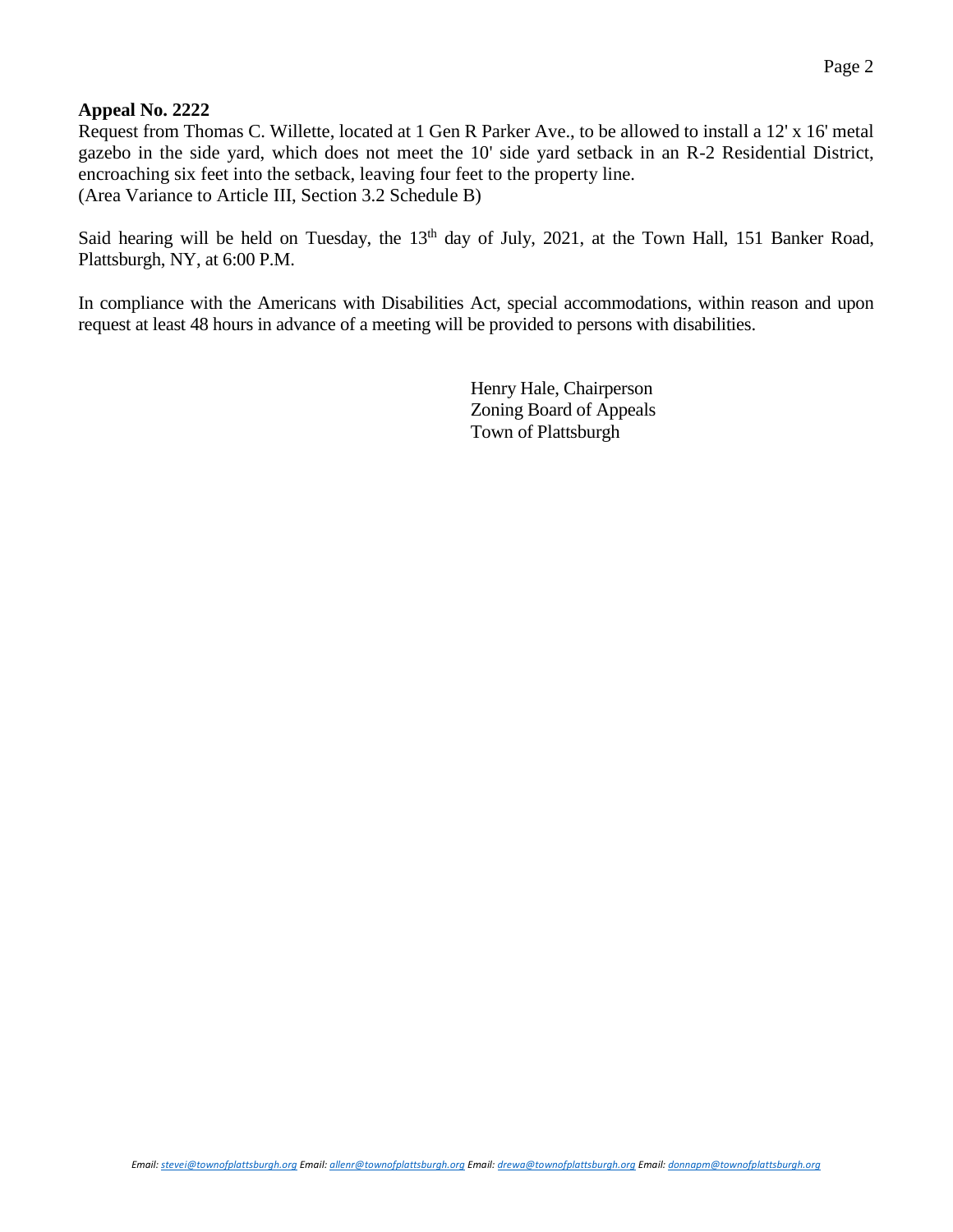**Appeal No. 2222**
Request from Thomas C. Willette, located at 1 Gen R Parker Ave., to be allowed to install a 12' x 16' metal gazebo in the side yard, which does not meet the 10' side yard setback in an R-2 Residential District, encroaching six feet into the setback, leaving four feet to the property line.
(Area Variance to Article III, Section 3.2 Schedule B)

Said hearing will be held on Tuesday, the 13th day of July, 2021, at the Town Hall, 151 Banker Road, Plattsburgh, NY, at 6:00 P.M.

In compliance with the Americans with Disabilities Act, special accommodations, within reason and upon request at least 48 hours in advance of a meeting will be provided to persons with disabilities.

Henry Hale, Chairperson
Zoning Board of Appeals
Town of Plattsburgh

*Email: stevei@townofplattsburgh.org Email: allenr@townofplattsburgh.org Email: drewa@townofplattsburgh.org Email: donnapm@townofplattsburgh.org*